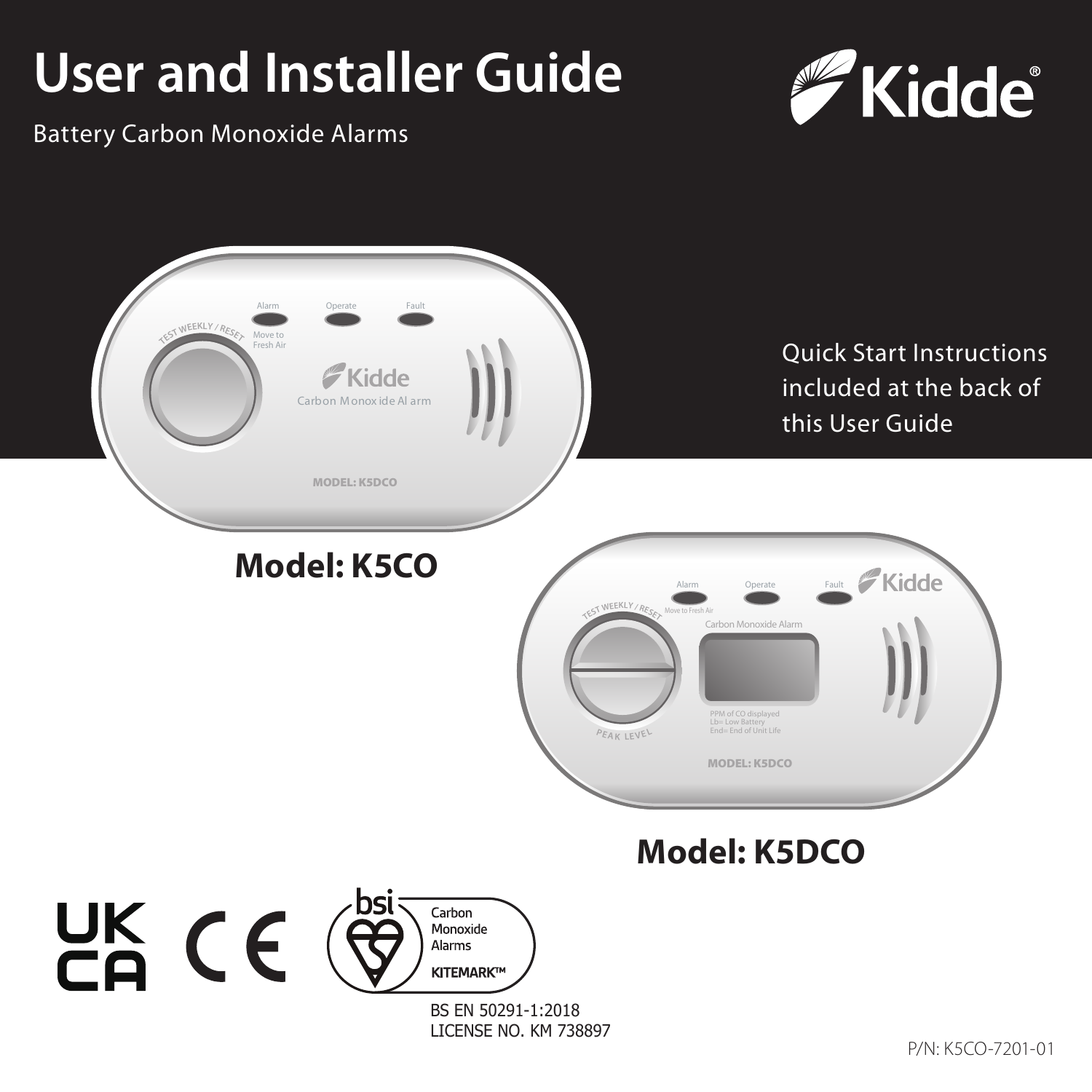# User and Installer Guide

Battery Carbon Monoxide Alarms

Kidde®

Quick Start Instructions included at the back of this User Guide

**Model: K5CO**

**Model: K5DCO**

UK CA CE

bsi Carbon Monoxide Alarms KITEMARK™

BS EN 50291-1:2018
LICENSE NO. KM 738897

P/N: K5CO-7201-01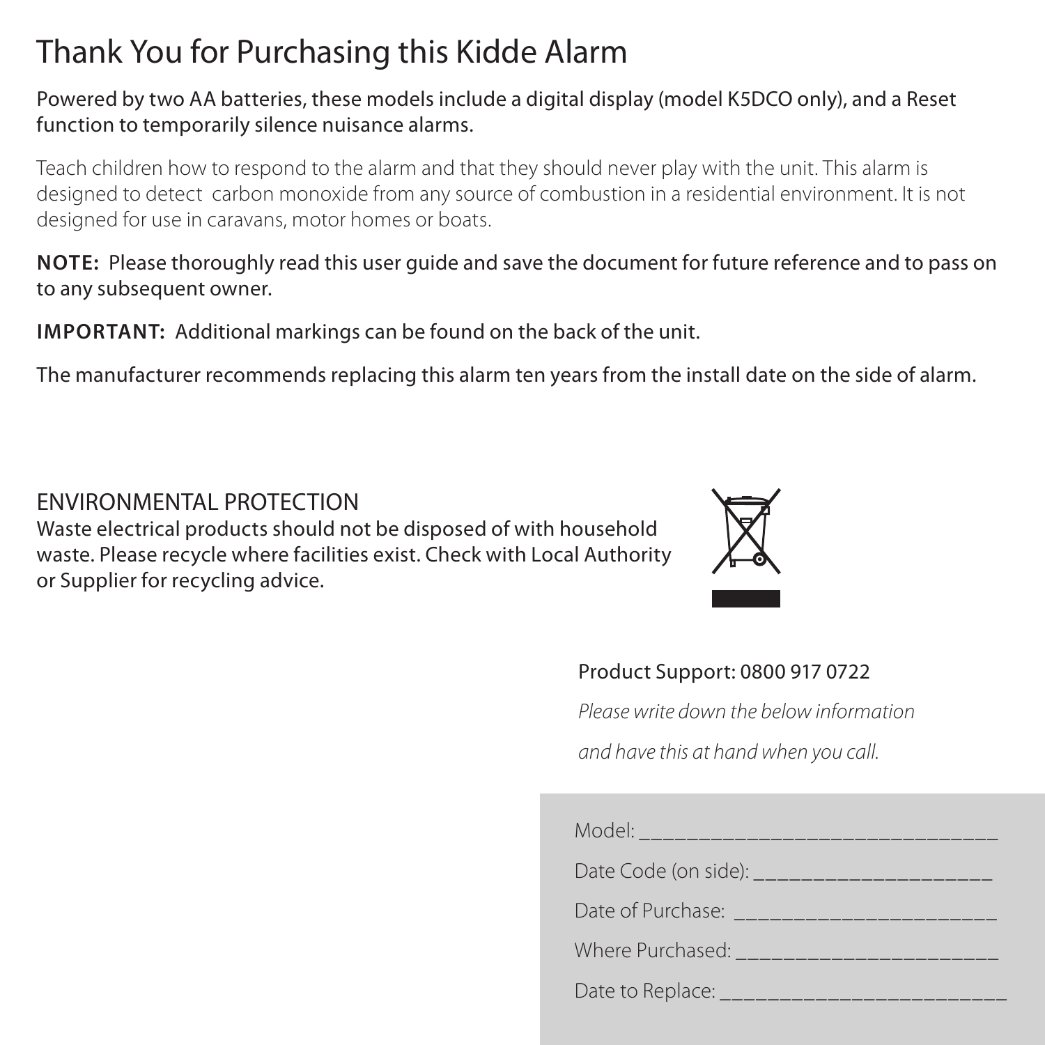# Thank You for Purchasing this Kidde Alarm

Powered by two AA batteries, these models include a digital display (model K5DCO only), and a Reset function to temporarily silence nuisance alarms.

Teach children how to respond to the alarm and that they should never play with the unit. This alarm is designed to detect carbon monoxide from any source of combustion in a residential environment. It is not designed for use in caravans, motor homes or boats.

**NOTE:** Please thoroughly read this user guide and save the document for future reference and to pass on to any subsequent owner.

**IMPORTANT:** Additional markings can be found on the back of the unit.

The manufacturer recommends replacing this alarm ten years from the install date on the side of alarm.

## ENVIRONMENTAL PROTECTION

Waste electrical products should not be disposed of with household waste. Please recycle where facilities exist. Check with Local Authority or Supplier for recycling advice.

Product Support: 0800 917 0722

*Please write down the below information*

*and have this at hand when you call.*

Model: ________________________________

Date Code (on side): _____________________

Date of Purchase: _______________________

Where Purchased: _______________________

Date to Replace: _________________________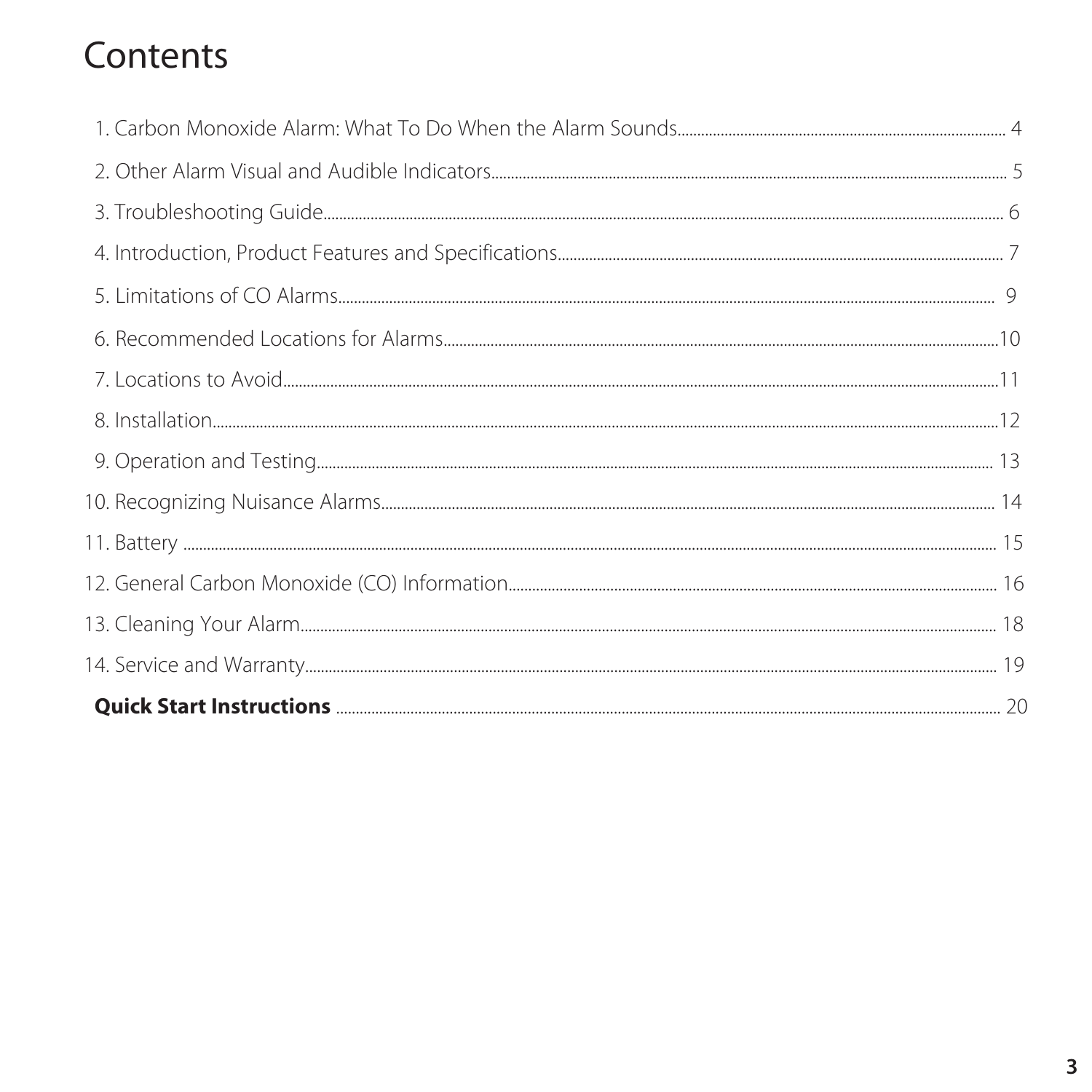# Contents

1. Carbon Monoxide Alarm: What To Do When the Alarm Sounds.......... 4
2. Other Alarm Visual and Audible Indicators.......... 5
3. Troubleshooting Guide.......... 6
4. Introduction, Product Features and Specifications.......... 7
5. Limitations of CO Alarms.......... 9
6. Recommended Locations for Alarms.......... 10
7. Locations to Avoid.......... 11
8. Installation.......... 12
9. Operation and Testing.......... 13
10. Recognizing Nuisance Alarms.......... 14
11. Battery .......... 15
12. General Carbon Monoxide (CO) Information.......... 16
13. Cleaning Your Alarm.......... 18
14. Service and Warranty.......... 19

**Quick Start Instructions** .......... 20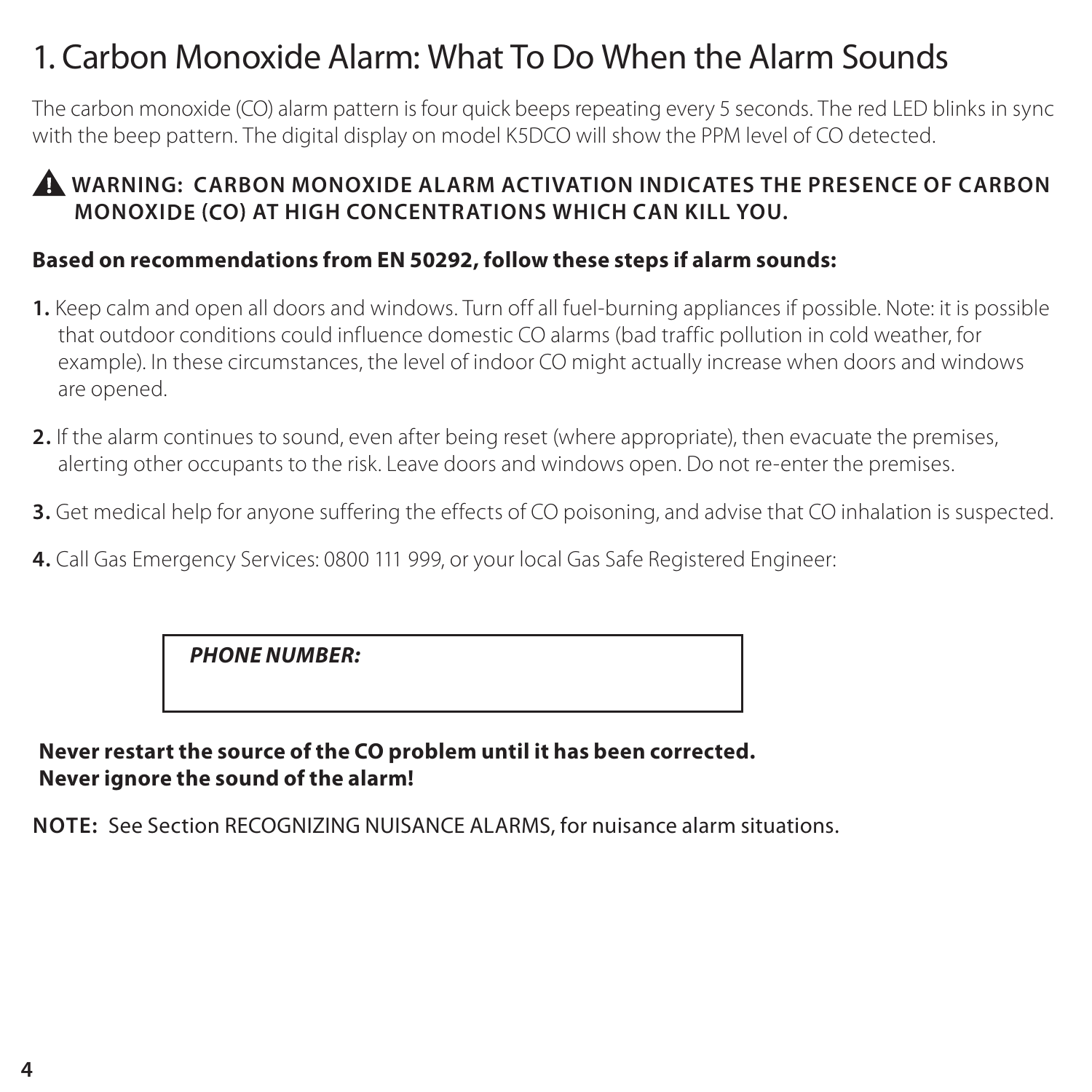# 1. Carbon Monoxide Alarm: What To Do When the Alarm Sounds

The carbon monoxide (CO) alarm pattern is four quick beeps repeating every 5 seconds. The red LED blinks in sync with the beep pattern. The digital display on model K5DCO will show the PPM level of CO detected.

⚠ **WARNING: CARBON MONOXIDE ALARM ACTIVATION INDICATES THE PRESENCE OF CARBON MONOXIDE (CO) AT HIGH CONCENTRATIONS WHICH CAN KILL YOU.**

**Based on recommendations from EN 50292, follow these steps if alarm sounds:**

**1.** Keep calm and open all doors and windows. Turn off all fuel-burning appliances if possible. Note: it is possible that outdoor conditions could influence domestic CO alarms (bad traffic pollution in cold weather, for example). In these circumstances, the level of indoor CO might actually increase when doors and windows are opened.

**2.** If the alarm continues to sound, even after being reset (where appropriate), then evacuate the premises, alerting other occupants to the risk. Leave doors and windows open. Do not re-enter the premises.

**3.** Get medical help for anyone suffering the effects of CO poisoning, and advise that CO inhalation is suspected.

**4.** Call Gas Emergency Services: 0800 111 999, or your local Gas Safe Registered Engineer:

***PHONE NUMBER:***

**Never restart the source of the CO problem until it has been corrected.**
**Never ignore the sound of the alarm!**

**NOTE:** See Section RECOGNIZING NUISANCE ALARMS, for nuisance alarm situations.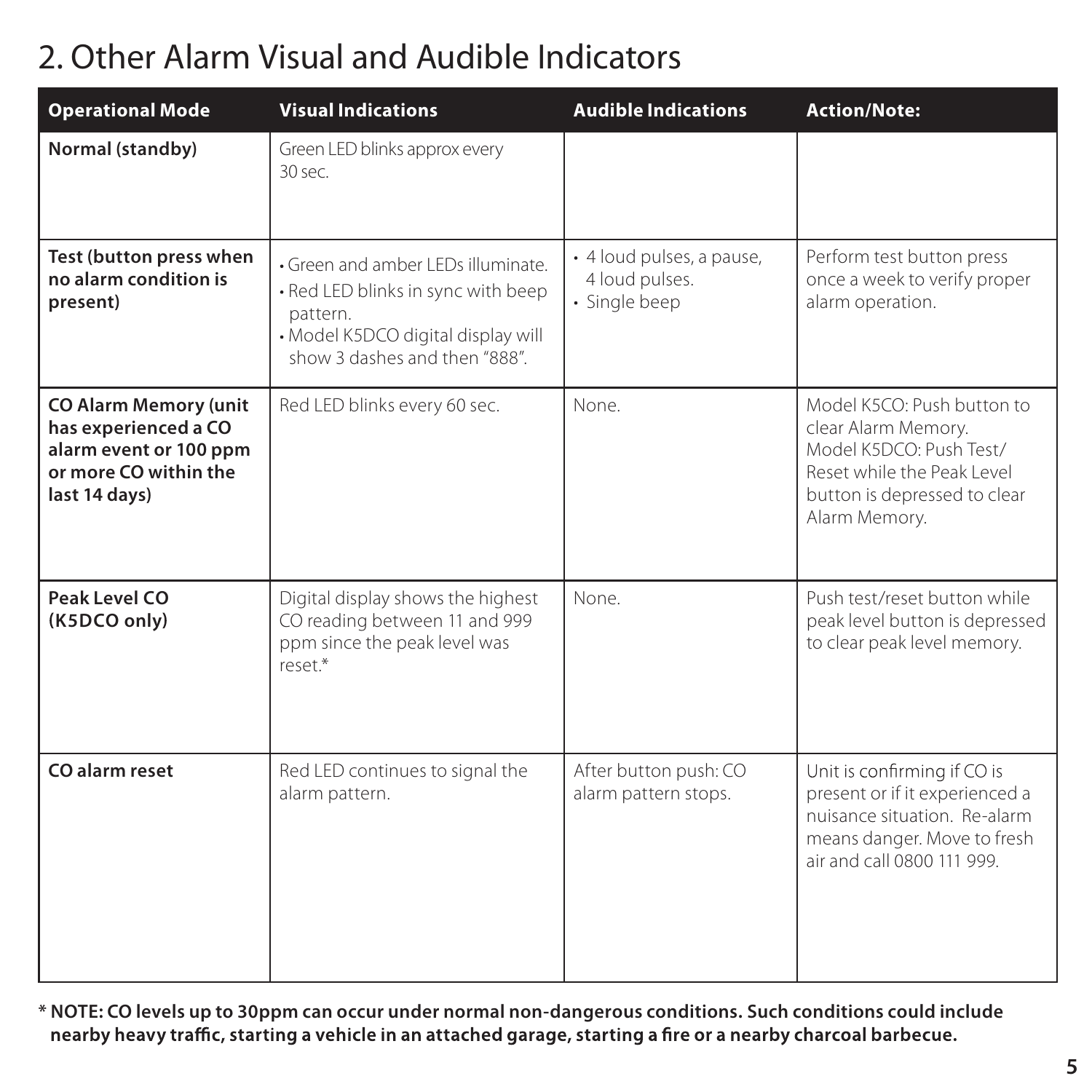## 2. Other Alarm Visual and Audible Indicators

| Operational Mode | Visual Indications | Audible Indications | Action/Note: |
|---|---|---|---|
| **Normal (standby)** | Green LED blinks approx every 30 sec. | | |
| **Test (button press when no alarm condition is present)** | • Green and amber LEDs illuminate.<br>• Red LED blinks in sync with beep pattern.<br>• Model K5DCO digital display will show 3 dashes and then "888". | • 4 loud pulses, a pause, 4 loud pulses.<br>• Single beep | Perform test button press once a week to verify proper alarm operation. |
| **CO Alarm Memory (unit has experienced a CO alarm event or 100 ppm or more CO within the last 14 days)** | Red LED blinks every 60 sec. | None. | Model K5CO: Push button to clear Alarm Memory.<br>Model K5DCO: Push Test/Reset while the Peak Level button is depressed to clear Alarm Memory. |
| **Peak Level CO (K5DCO only)** | Digital display shows the highest CO reading between 11 and 999 ppm since the peak level was reset.* | None. | Push test/reset button while peak level button is depressed to clear peak level memory. |
| **CO alarm reset** | Red LED continues to signal the alarm pattern. | After button push: CO alarm pattern stops. | Unit is confirming if CO is present or if it experienced a nuisance situation. Re-alarm means danger. Move to fresh air and call 0800 111 999. |

**\* NOTE: CO levels up to 30ppm can occur under normal non-dangerous conditions. Such conditions could include nearby heavy traffic, starting a vehicle in an attached garage, starting a fire or a nearby charcoal barbecue.**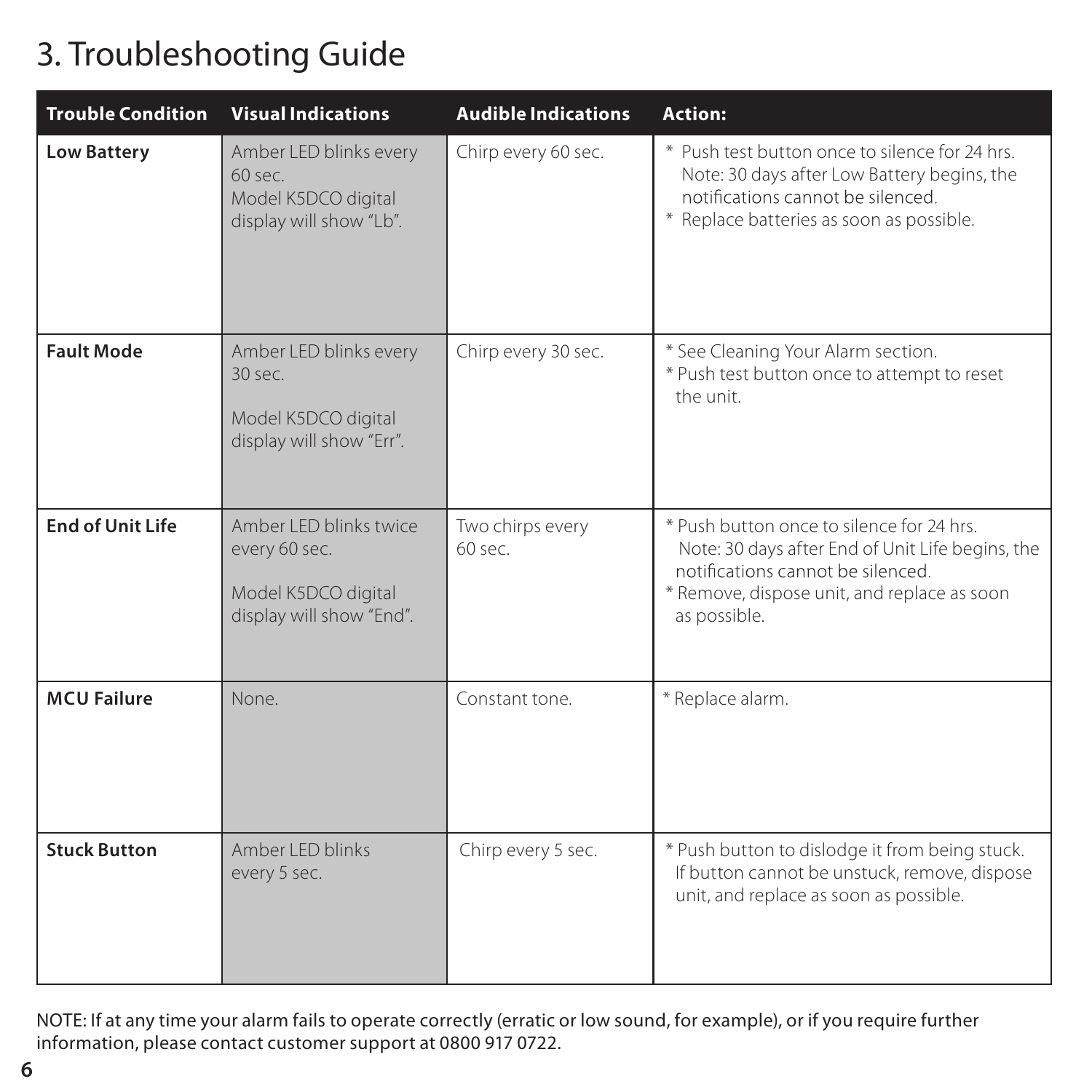# 3. Troubleshooting Guide

| Trouble Condition | Visual Indications | Audible Indications | Action: |
|---|---|---|---|
| **Low Battery** | Amber LED blinks every 60 sec. Model K5DCO digital display will show "Lb". | Chirp every 60 sec. | * Push test button once to silence for 24 hrs. Note: 30 days after Low Battery begins, the notifications cannot be silenced.<br>* Replace batteries as soon as possible. |
| **Fault Mode** | Amber LED blinks every 30 sec.<br><br>Model K5DCO digital display will show "Err". | Chirp every 30 sec. | * See Cleaning Your Alarm section.<br>* Push test button once to attempt to reset the unit. |
| **End of Unit Life** | Amber LED blinks twice every 60 sec.<br><br>Model K5DCO digital display will show "End". | Two chirps every 60 sec. | * Push button once to silence for 24 hrs. Note: 30 days after End of Unit Life begins, the notifications cannot be silenced.<br>* Remove, dispose unit, and replace as soon as possible. |
| **MCU Failure** | None. | Constant tone. | * Replace alarm. |
| **Stuck Button** | Amber LED blinks every 5 sec. | Chirp every 5 sec. | * Push button to dislodge it from being stuck. If button cannot be unstuck, remove, dispose unit, and replace as soon as possible. |

NOTE: If at any time your alarm fails to operate correctly (erratic or low sound, for example), or if you require further information, please contact customer support at 0800 917 0722.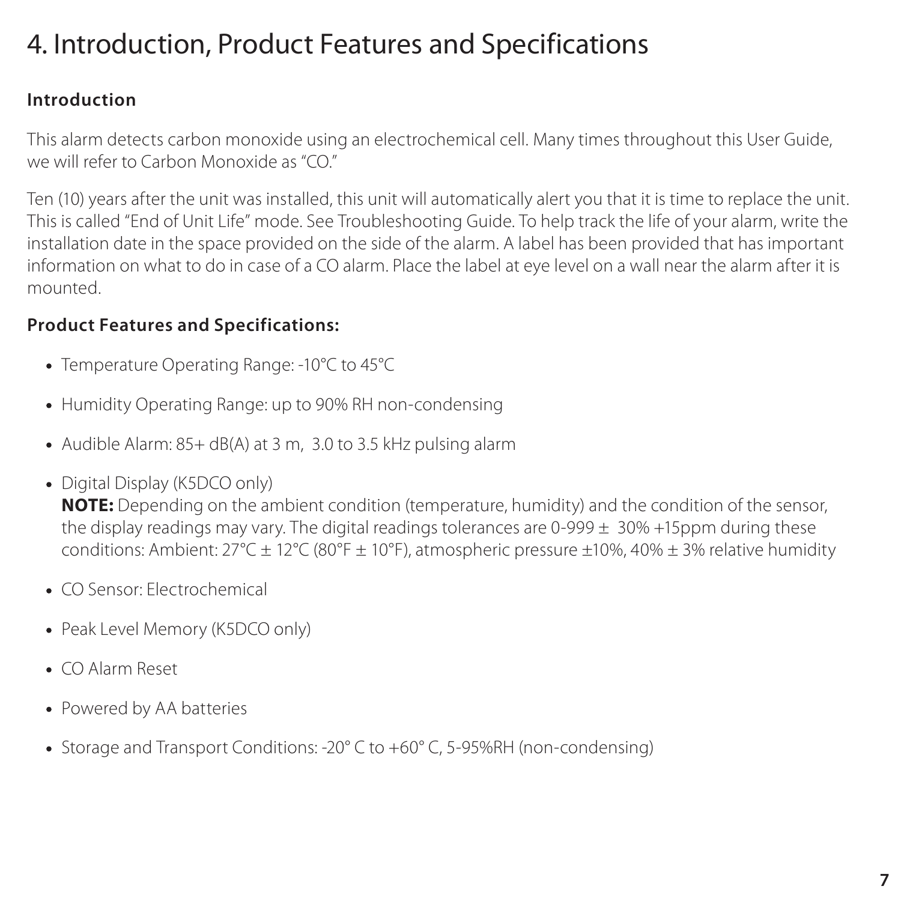# 4. Introduction, Product Features and Specifications

## Introduction

This alarm detects carbon monoxide using an electrochemical cell. Many times throughout this User Guide, we will refer to Carbon Monoxide as "CO."

Ten (10) years after the unit was installed, this unit will automatically alert you that it is time to replace the unit. This is called "End of Unit Life" mode. See Troubleshooting Guide. To help track the life of your alarm, write the installation date in the space provided on the side of the alarm. A label has been provided that has important information on what to do in case of a CO alarm. Place the label at eye level on a wall near the alarm after it is mounted.

## Product Features and Specifications:

- Temperature Operating Range: -10°C to 45°C
- Humidity Operating Range: up to 90% RH non-condensing
- Audible Alarm: 85+ dB(A) at 3 m, 3.0 to 3.5 kHz pulsing alarm
- Digital Display (K5DCO only)
  **NOTE:** Depending on the ambient condition (temperature, humidity) and the condition of the sensor, the display readings may vary. The digital readings tolerances are 0-999 ± 30% +15ppm during these conditions: Ambient: 27°C ± 12°C (80°F ± 10°F), atmospheric pressure ±10%, 40% ± 3% relative humidity
- CO Sensor: Electrochemical
- Peak Level Memory (K5DCO only)
- CO Alarm Reset
- Powered by AA batteries
- Storage and Transport Conditions: -20° C to +60° C, 5-95%RH (non-condensing)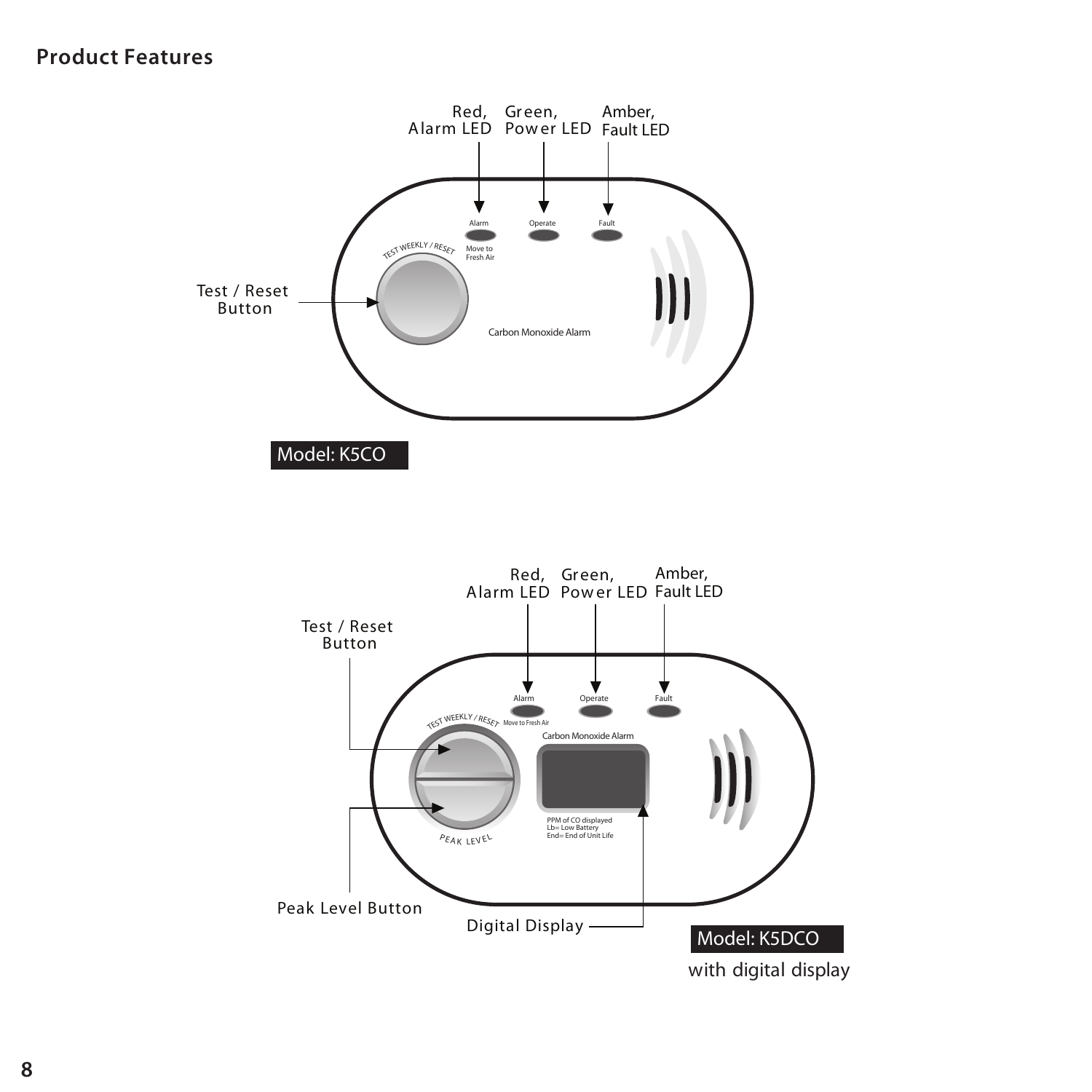## Product Features

Red, Alarm LED

Green, Power LED

Amber, Fault LED

Test / Reset Button

Alarm

Operate

Fault

TEST WEEKLY / RESET

Move to Fresh Air

Carbon Monoxide Alarm

Model: K5CO

Red, Alarm LED

Green, Power LED

Amber, Fault LED

Test / Reset Button

Alarm

Operate

Fault

TEST WEEKLY / RESET

Move to Fresh Air

Carbon Monoxide Alarm

PPM of CO displayed
Lb= Low Battery
End= End of Unit Life

PEAK LEVEL

Peak Level Button

Digital Display

Model: K5DCO

with digital display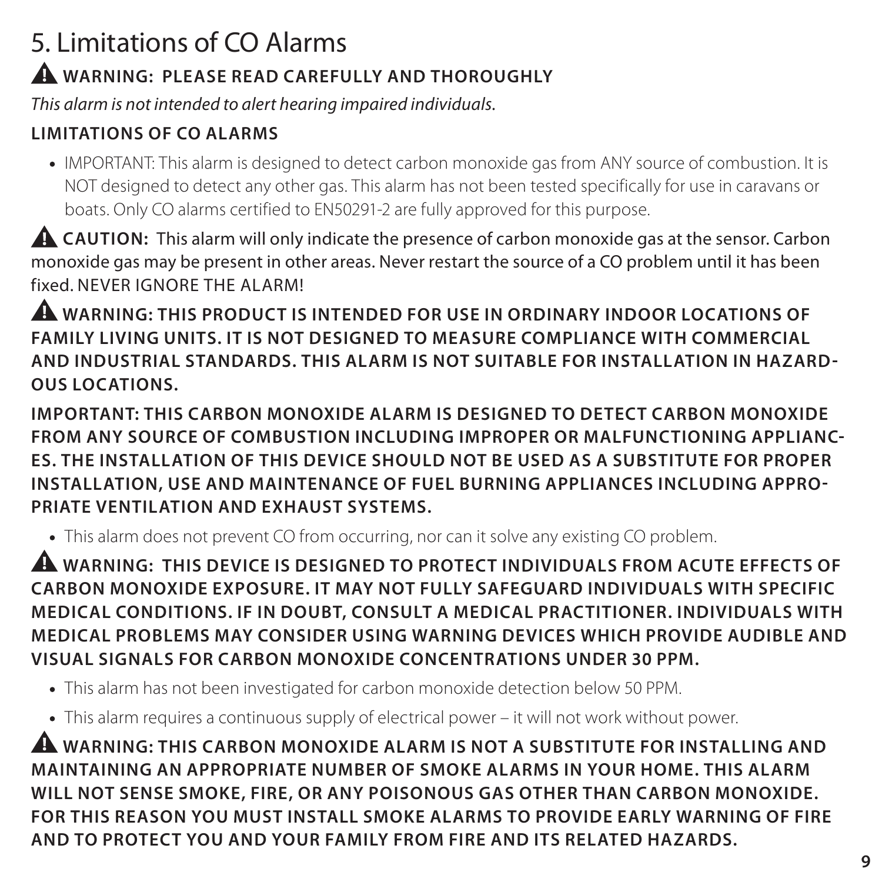# 5. Limitations of CO Alarms

**⚠ WARNING: PLEASE READ CAREFULLY AND THOROUGHLY**

*This alarm is not intended to alert hearing impaired individuals.*

**LIMITATIONS OF CO ALARMS**

- IMPORTANT: This alarm is designed to detect carbon monoxide gas from ANY source of combustion. It is NOT designed to detect any other gas. This alarm has not been tested specifically for use in caravans or boats. Only CO alarms certified to EN50291-2 are fully approved for this purpose.

**⚠ CAUTION:** This alarm will only indicate the presence of carbon monoxide gas at the sensor. Carbon monoxide gas may be present in other areas. Never restart the source of a CO problem until it has been fixed. NEVER IGNORE THE ALARM!

**⚠ WARNING: THIS PRODUCT IS INTENDED FOR USE IN ORDINARY INDOOR LOCATIONS OF FAMILY LIVING UNITS. IT IS NOT DESIGNED TO MEASURE COMPLIANCE WITH COMMERCIAL AND INDUSTRIAL STANDARDS. THIS ALARM IS NOT SUITABLE FOR INSTALLATION IN HAZARDOUS LOCATIONS.**

**IMPORTANT: THIS CARBON MONOXIDE ALARM IS DESIGNED TO DETECT CARBON MONOXIDE FROM ANY SOURCE OF COMBUSTION INCLUDING IMPROPER OR MALFUNCTIONING APPLIANCES. THE INSTALLATION OF THIS DEVICE SHOULD NOT BE USED AS A SUBSTITUTE FOR PROPER INSTALLATION, USE AND MAINTENANCE OF FUEL BURNING APPLIANCES INCLUDING APPROPRIATE VENTILATION AND EXHAUST SYSTEMS.**

- This alarm does not prevent CO from occurring, nor can it solve any existing CO problem.

**⚠ WARNING: THIS DEVICE IS DESIGNED TO PROTECT INDIVIDUALS FROM ACUTE EFFECTS OF CARBON MONOXIDE EXPOSURE. IT MAY NOT FULLY SAFEGUARD INDIVIDUALS WITH SPECIFIC MEDICAL CONDITIONS. IF IN DOUBT, CONSULT A MEDICAL PRACTITIONER. INDIVIDUALS WITH MEDICAL PROBLEMS MAY CONSIDER USING WARNING DEVICES WHICH PROVIDE AUDIBLE AND VISUAL SIGNALS FOR CARBON MONOXIDE CONCENTRATIONS UNDER 30 PPM.**

- This alarm has not been investigated for carbon monoxide detection below 50 PPM.
- This alarm requires a continuous supply of electrical power – it will not work without power.

**⚠ WARNING: THIS CARBON MONOXIDE ALARM IS NOT A SUBSTITUTE FOR INSTALLING AND MAINTAINING AN APPROPRIATE NUMBER OF SMOKE ALARMS IN YOUR HOME. THIS ALARM WILL NOT SENSE SMOKE, FIRE, OR ANY POISONOUS GAS OTHER THAN CARBON MONOXIDE. FOR THIS REASON YOU MUST INSTALL SMOKE ALARMS TO PROVIDE EARLY WARNING OF FIRE AND TO PROTECT YOU AND YOUR FAMILY FROM FIRE AND ITS RELATED HAZARDS.**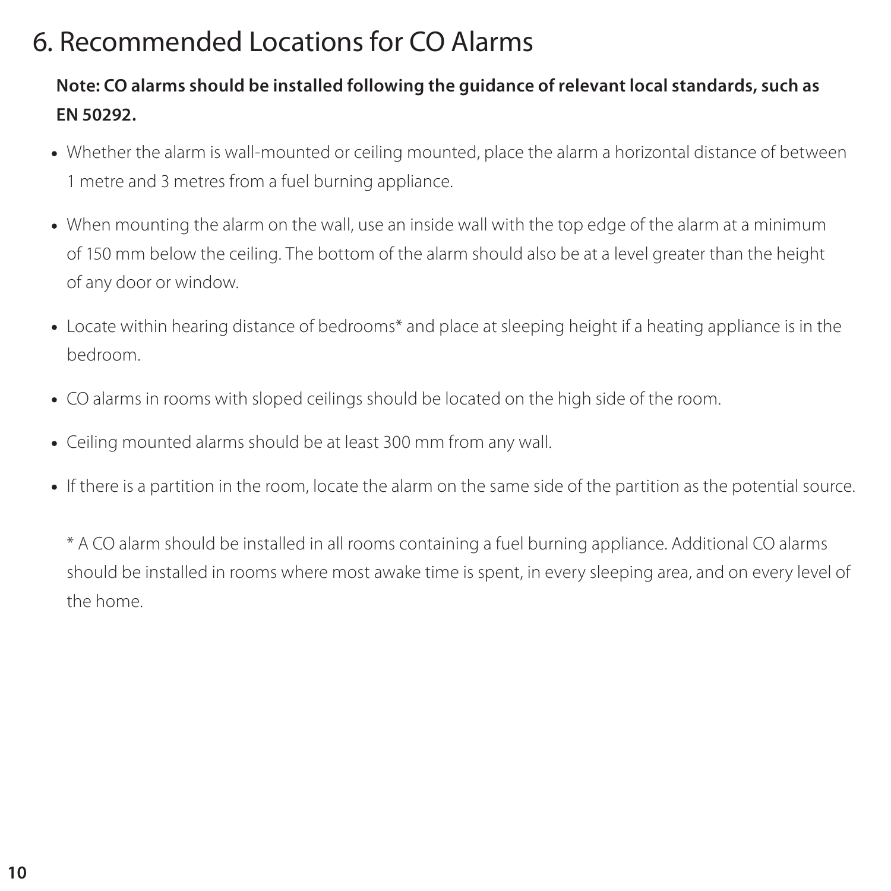# 6. Recommended Locations for CO Alarms

**Note: CO alarms should be installed following the guidance of relevant local standards, such as EN 50292.**

- Whether the alarm is wall-mounted or ceiling mounted, place the alarm a horizontal distance of between 1 metre and 3 metres from a fuel burning appliance.
- When mounting the alarm on the wall, use an inside wall with the top edge of the alarm at a minimum of 150 mm below the ceiling. The bottom of the alarm should also be at a level greater than the height of any door or window.
- Locate within hearing distance of bedrooms* and place at sleeping height if a heating appliance is in the bedroom.
- CO alarms in rooms with sloped ceilings should be located on the high side of the room.
- Ceiling mounted alarms should be at least 300 mm from any wall.
- If there is a partition in the room, locate the alarm on the same side of the partition as the potential source.

* A CO alarm should be installed in all rooms containing a fuel burning appliance. Additional CO alarms should be installed in rooms where most awake time is spent, in every sleeping area, and on every level of the home.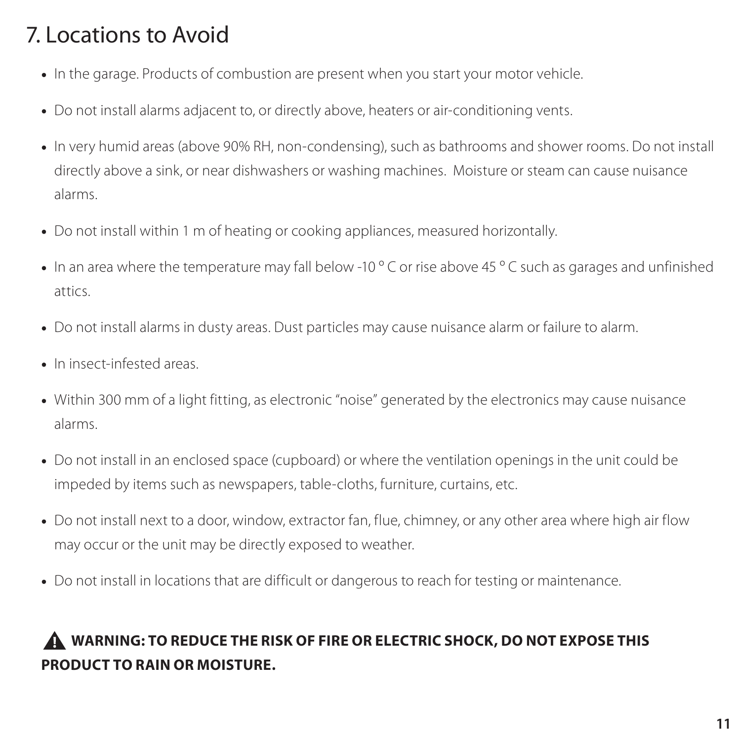# 7. Locations to Avoid

- In the garage. Products of combustion are present when you start your motor vehicle.
- Do not install alarms adjacent to, or directly above, heaters or air-conditioning vents.
- In very humid areas (above 90% RH, non-condensing), such as bathrooms and shower rooms. Do not install directly above a sink, or near dishwashers or washing machines. Moisture or steam can cause nuisance alarms.
- Do not install within 1 m of heating or cooking appliances, measured horizontally.
- In an area where the temperature may fall below -10 ° C or rise above 45 ° C such as garages and unfinished attics.
- Do not install alarms in dusty areas. Dust particles may cause nuisance alarm or failure to alarm.
- In insect-infested areas.
- Within 300 mm of a light fitting, as electronic "noise" generated by the electronics may cause nuisance alarms.
- Do not install in an enclosed space (cupboard) or where the ventilation openings in the unit could be impeded by items such as newspapers, table-cloths, furniture, curtains, etc.
- Do not install next to a door, window, extractor fan, flue, chimney, or any other area where high air flow may occur or the unit may be directly exposed to weather.
- Do not install in locations that are difficult or dangerous to reach for testing or maintenance.

**⚠ WARNING: TO REDUCE THE RISK OF FIRE OR ELECTRIC SHOCK, DO NOT EXPOSE THIS PRODUCT TO RAIN OR MOISTURE.**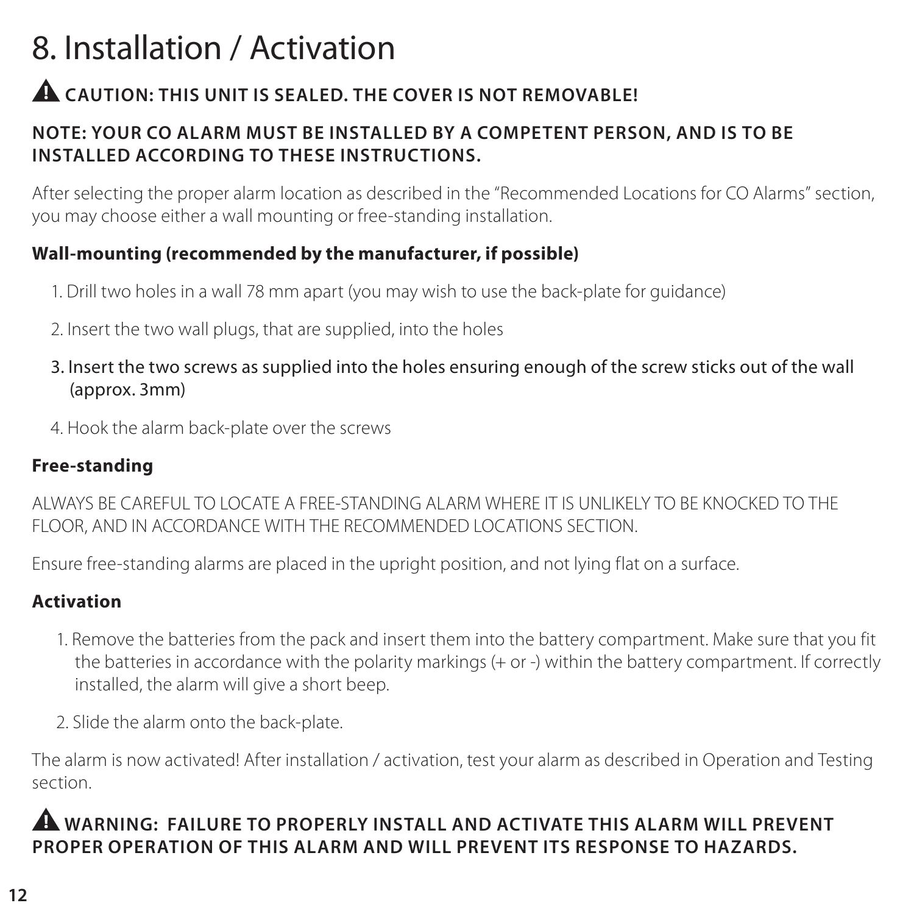# 8. Installation / Activation

**⚠ CAUTION: THIS UNIT IS SEALED. THE COVER IS NOT REMOVABLE!**

**NOTE: YOUR CO ALARM MUST BE INSTALLED BY A COMPETENT PERSON, AND IS TO BE INSTALLED ACCORDING TO THESE INSTRUCTIONS.**

After selecting the proper alarm location as described in the "Recommended Locations for CO Alarms" section, you may choose either a wall mounting or free-standing installation.

**Wall-mounting (recommended by the manufacturer, if possible)**

1. Drill two holes in a wall 78 mm apart (you may wish to use the back-plate for guidance)
2. Insert the two wall plugs, that are supplied, into the holes
3. Insert the two screws as supplied into the holes ensuring enough of the screw sticks out of the wall (approx. 3mm)
4. Hook the alarm back-plate over the screws

**Free-standing**

ALWAYS BE CAREFUL TO LOCATE A FREE-STANDING ALARM WHERE IT IS UNLIKELY TO BE KNOCKED TO THE FLOOR, AND IN ACCORDANCE WITH THE RECOMMENDED LOCATIONS SECTION.

Ensure free-standing alarms are placed in the upright position, and not lying flat on a surface.

**Activation**

1. Remove the batteries from the pack and insert them into the battery compartment. Make sure that you fit the batteries in accordance with the polarity markings (+ or -) within the battery compartment. If correctly installed, the alarm will give a short beep.
2. Slide the alarm onto the back-plate.

The alarm is now activated! After installation / activation, test your alarm as described in Operation and Testing section.

**⚠ WARNING: FAILURE TO PROPERLY INSTALL AND ACTIVATE THIS ALARM WILL PREVENT PROPER OPERATION OF THIS ALARM AND WILL PREVENT ITS RESPONSE TO HAZARDS.**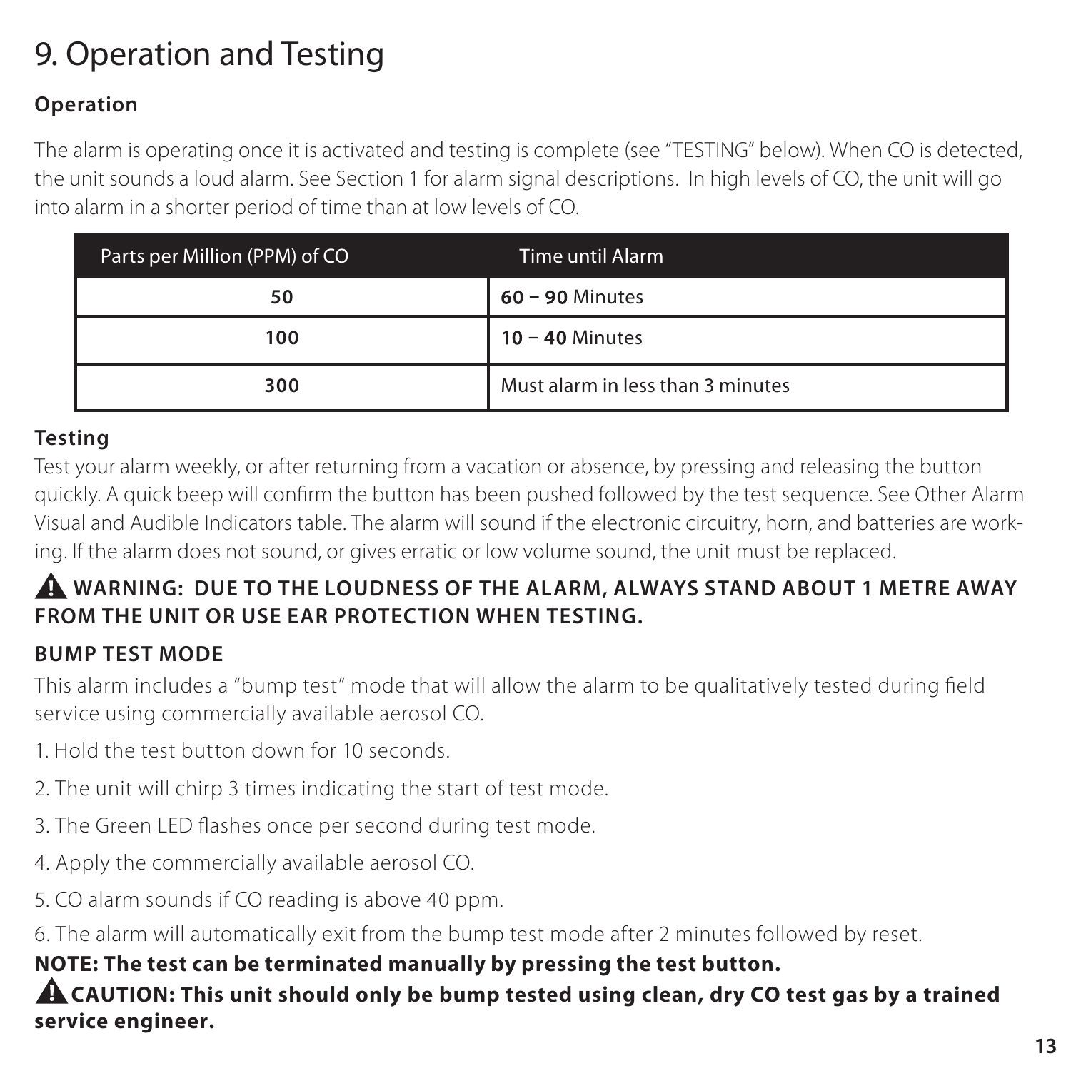# 9. Operation and Testing

### Operation

The alarm is operating once it is activated and testing is complete (see "TESTING" below). When CO is detected, the unit sounds a loud alarm. See Section 1 for alarm signal descriptions. In high levels of CO, the unit will go into alarm in a shorter period of time than at low levels of CO.

| Parts per Million (PPM) of CO | Time until Alarm |
|---|---|
| **50** | **60 – 90** Minutes |
| **100** | **10 – 40** Minutes |
| **300** | Must alarm in less than 3 minutes |

### Testing

Test your alarm weekly, or after returning from a vacation or absence, by pressing and releasing the button quickly. A quick beep will confirm the button has been pushed followed by the test sequence. See Other Alarm Visual and Audible Indicators table. The alarm will sound if the electronic circuitry, horn, and batteries are working. If the alarm does not sound, or gives erratic or low volume sound, the unit must be replaced.

**⚠ WARNING: DUE TO THE LOUDNESS OF THE ALARM, ALWAYS STAND ABOUT 1 METRE AWAY FROM THE UNIT OR USE EAR PROTECTION WHEN TESTING.**

### BUMP TEST MODE

This alarm includes a "bump test" mode that will allow the alarm to be qualitatively tested during field service using commercially available aerosol CO.

1. Hold the test button down for 10 seconds.
2. The unit will chirp 3 times indicating the start of test mode.
3. The Green LED flashes once per second during test mode.
4. Apply the commercially available aerosol CO.
5. CO alarm sounds if CO reading is above 40 ppm.
6. The alarm will automatically exit from the bump test mode after 2 minutes followed by reset.

**NOTE: The test can be terminated manually by pressing the test button.**

**⚠ CAUTION: This unit should only be bump tested using clean, dry CO test gas by a trained service engineer.**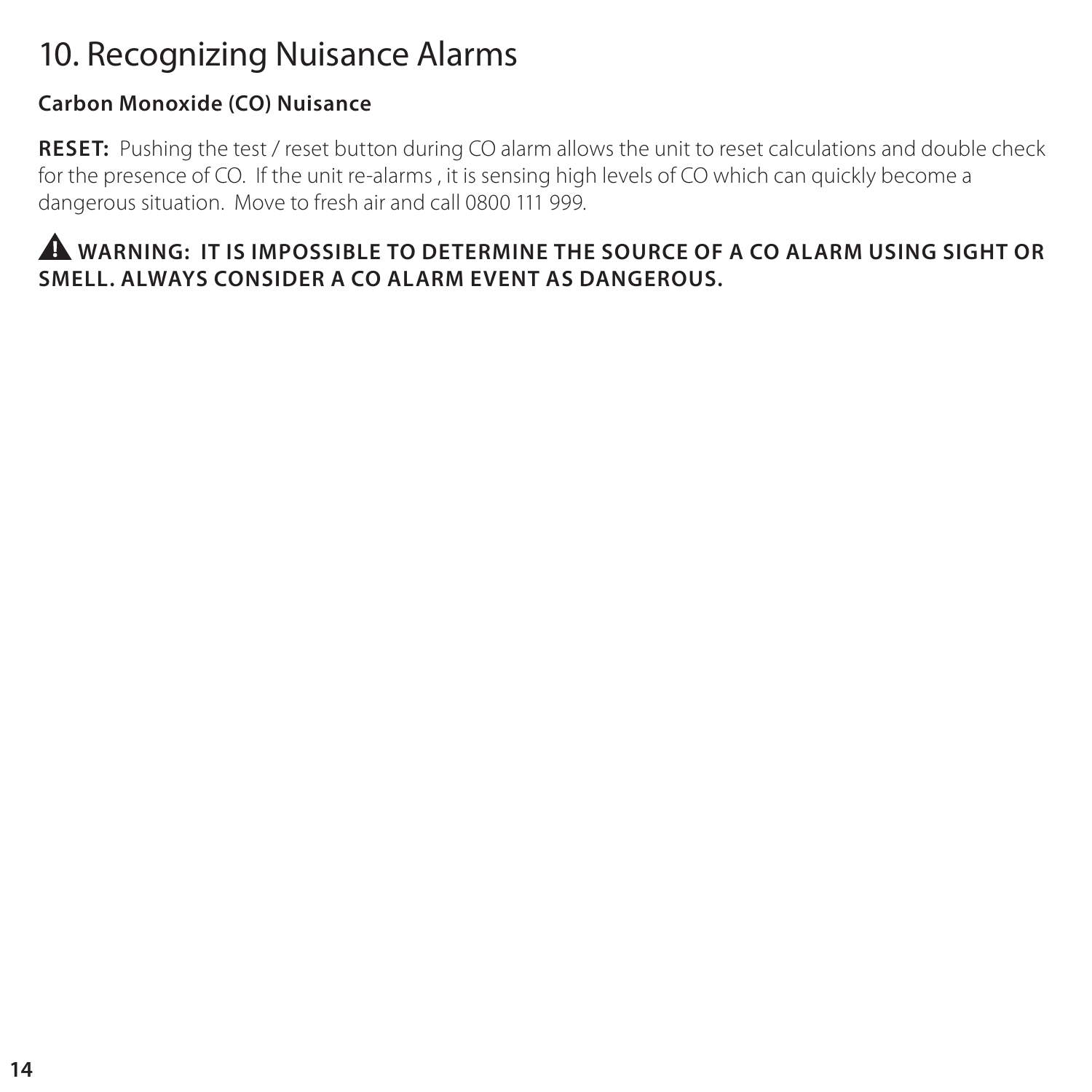# 10. Recognizing Nuisance Alarms

### Carbon Monoxide (CO) Nuisance

**RESET:** Pushing the test / reset button during CO alarm allows the unit to reset calculations and double check for the presence of CO. If the unit re-alarms , it is sensing high levels of CO which can quickly become a dangerous situation. Move to fresh air and call 0800 111 999.

**⚠ WARNING: IT IS IMPOSSIBLE TO DETERMINE THE SOURCE OF A CO ALARM USING SIGHT OR SMELL. ALWAYS CONSIDER A CO ALARM EVENT AS DANGEROUS.**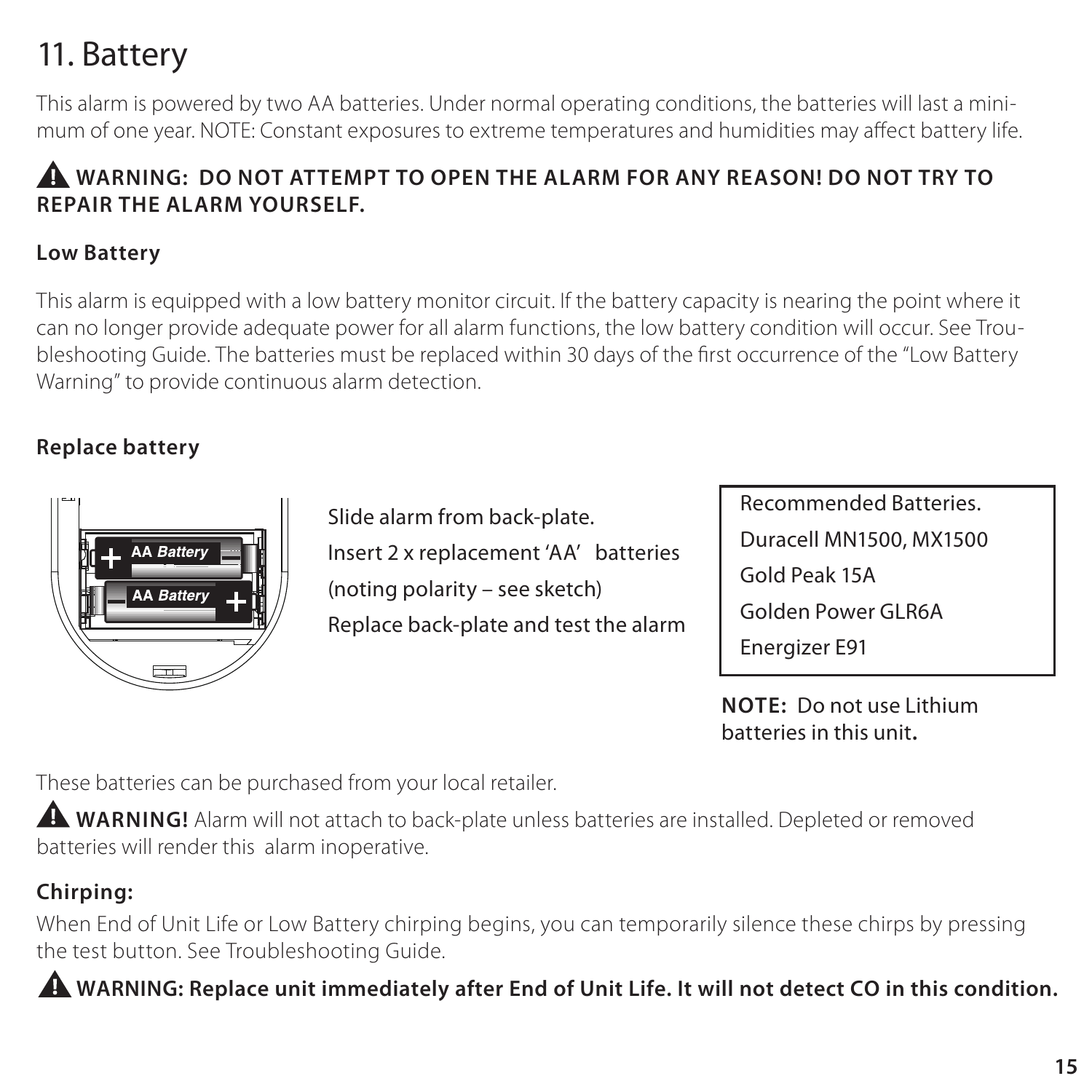# 11. Battery

This alarm is powered by two AA batteries. Under normal operating conditions, the batteries will last a minimum of one year. NOTE: Constant exposures to extreme temperatures and humidities may affect battery life.

**⚠ WARNING: DO NOT ATTEMPT TO OPEN THE ALARM FOR ANY REASON! DO NOT TRY TO REPAIR THE ALARM YOURSELF.**

### Low Battery

This alarm is equipped with a low battery monitor circuit. If the battery capacity is nearing the point where it can no longer provide adequate power for all alarm functions, the low battery condition will occur. See Troubleshooting Guide. The batteries must be replaced within 30 days of the first occurrence of the "Low Battery Warning" to provide continuous alarm detection.

### Replace battery

Slide alarm from back-plate.
Insert 2 x replacement 'AA' batteries (noting polarity – see sketch)
Replace back-plate and test the alarm

Recommended Batteries.
Duracell MN1500, MX1500
Gold Peak 15A
Golden Power GLR6A
Energizer E91

**NOTE:** Do not use Lithium batteries in this unit.

These batteries can be purchased from your local retailer.

**⚠ WARNING!** Alarm will not attach to back-plate unless batteries are installed. Depleted or removed batteries will render this alarm inoperative.

### Chirping:

When End of Unit Life or Low Battery chirping begins, you can temporarily silence these chirps by pressing the test button. See Troubleshooting Guide.

**⚠ WARNING: Replace unit immediately after End of Unit Life. It will not detect CO in this condition.**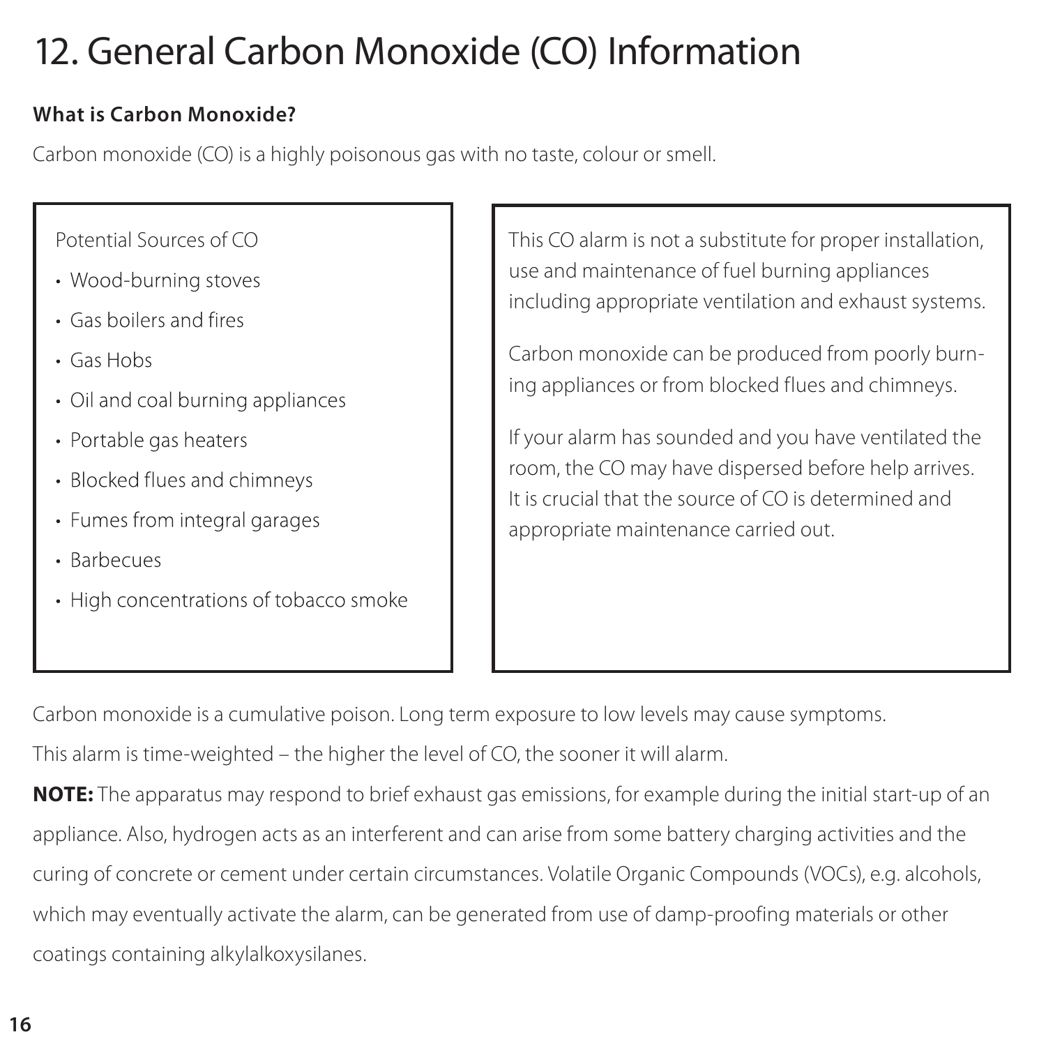# 12. General Carbon Monoxide (CO) Information

**What is Carbon Monoxide?**

Carbon monoxide (CO) is a highly poisonous gas with no taste, colour or smell.

Potential Sources of CO

- Wood-burning stoves
- Gas boilers and fires
- Gas Hobs
- Oil and coal burning appliances
- Portable gas heaters
- Blocked flues and chimneys
- Fumes from integral garages
- Barbecues
- High concentrations of tobacco smoke

This CO alarm is not a substitute for proper installation, use and maintenance of fuel burning appliances including appropriate ventilation and exhaust systems.

Carbon monoxide can be produced from poorly burning appliances or from blocked flues and chimneys.

If your alarm has sounded and you have ventilated the room, the CO may have dispersed before help arrives. It is crucial that the source of CO is determined and appropriate maintenance carried out.

Carbon monoxide is a cumulative poison. Long term exposure to low levels may cause symptoms.

This alarm is time-weighted – the higher the level of CO, the sooner it will alarm.

**NOTE:** The apparatus may respond to brief exhaust gas emissions, for example during the initial start-up of an appliance. Also, hydrogen acts as an interferent and can arise from some battery charging activities and the curing of concrete or cement under certain circumstances. Volatile Organic Compounds (VOCs), e.g. alcohols, which may eventually activate the alarm, can be generated from use of damp-proofing materials or other coatings containing alkylalkoxysilanes.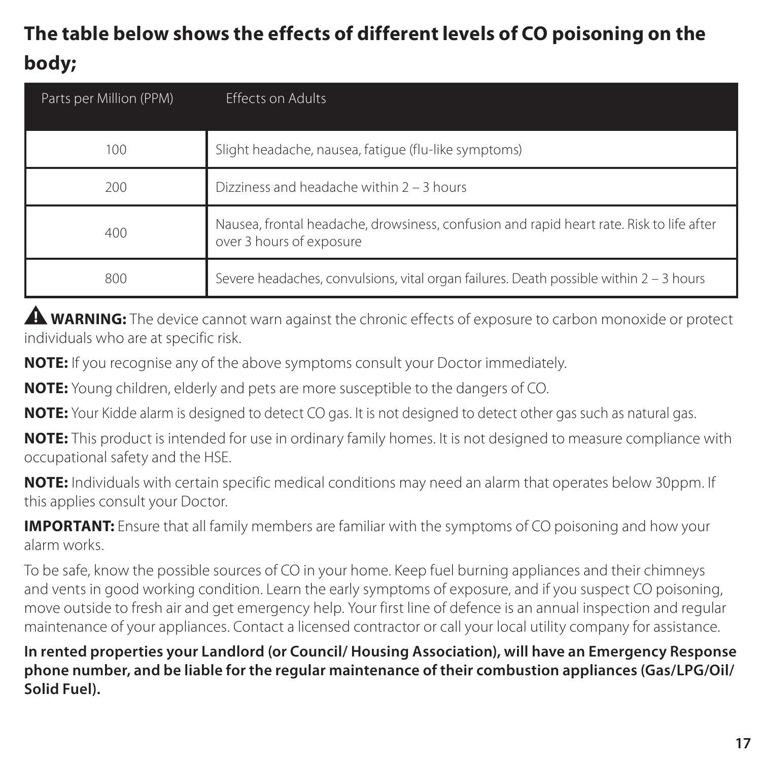## The table below shows the effects of different levels of CO poisoning on the body;

| Parts per Million (PPM) | Effects on Adults |
|---|---|
| 100 | Slight headache, nausea, fatigue (flu-like symptoms) |
| 200 | Dizziness and headache within 2 – 3 hours |
| 400 | Nausea, frontal headache, drowsiness, confusion and rapid heart rate. Risk to life after over 3 hours of exposure |
| 800 | Severe headaches, convulsions, vital organ failures. Death possible within 2 – 3 hours |

⚠ **WARNING:** The device cannot warn against the chronic effects of exposure to carbon monoxide or protect individuals who are at specific risk.

**NOTE:** If you recognise any of the above symptoms consult your Doctor immediately.

**NOTE:** Young children, elderly and pets are more susceptible to the dangers of CO.

**NOTE:** Your Kidde alarm is designed to detect CO gas. It is not designed to detect other gas such as natural gas.

**NOTE:** This product is intended for use in ordinary family homes. It is not designed to measure compliance with occupational safety and the HSE.

**NOTE:** Individuals with certain specific medical conditions may need an alarm that operates below 30ppm. If this applies consult your Doctor.

**IMPORTANT:** Ensure that all family members are familiar with the symptoms of CO poisoning and how your alarm works.

To be safe, know the possible sources of CO in your home. Keep fuel burning appliances and their chimneys and vents in good working condition. Learn the early symptoms of exposure, and if you suspect CO poisoning, move outside to fresh air and get emergency help. Your first line of defence is an annual inspection and regular maintenance of your appliances. Contact a licensed contractor or call your local utility company for assistance.

**In rented properties your Landlord (or Council/ Housing Association), will have an Emergency Response phone number, and be liable for the regular maintenance of their combustion appliances (Gas/LPG/Oil/ Solid Fuel).**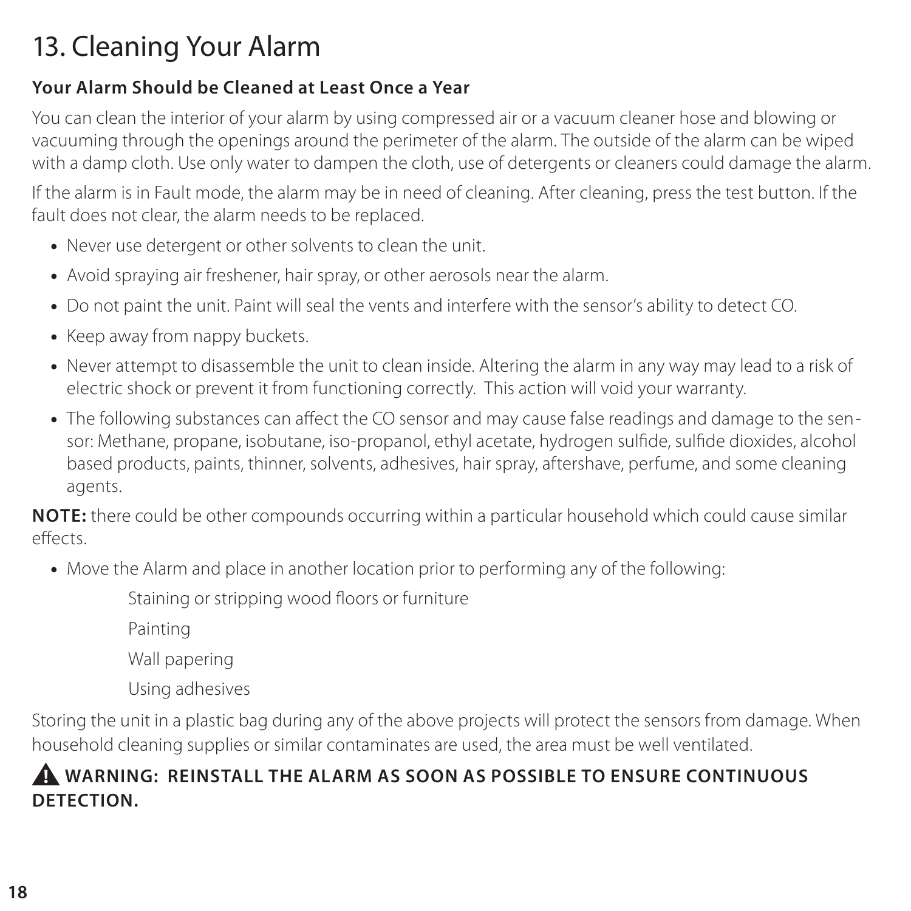# 13. Cleaning Your Alarm

**Your Alarm Should be Cleaned at Least Once a Year**

You can clean the interior of your alarm by using compressed air or a vacuum cleaner hose and blowing or vacuuming through the openings around the perimeter of the alarm. The outside of the alarm can be wiped with a damp cloth. Use only water to dampen the cloth, use of detergents or cleaners could damage the alarm.

If the alarm is in Fault mode, the alarm may be in need of cleaning. After cleaning, press the test button. If the fault does not clear, the alarm needs to be replaced.

- Never use detergent or other solvents to clean the unit.
- Avoid spraying air freshener, hair spray, or other aerosols near the alarm.
- Do not paint the unit. Paint will seal the vents and interfere with the sensor's ability to detect CO.
- Keep away from nappy buckets.
- Never attempt to disassemble the unit to clean inside. Altering the alarm in any way may lead to a risk of electric shock or prevent it from functioning correctly. This action will void your warranty.
- The following substances can affect the CO sensor and may cause false readings and damage to the sensor: Methane, propane, isobutane, iso-propanol, ethyl acetate, hydrogen sulfide, sulfide dioxides, alcohol based products, paints, thinner, solvents, adhesives, hair spray, aftershave, perfume, and some cleaning agents.

**NOTE:** there could be other compounds occurring within a particular household which could cause similar effects.

- Move the Alarm and place in another location prior to performing any of the following:

  Staining or stripping wood floors or furniture

  Painting

  Wall papering

  Using adhesives

Storing the unit in a plastic bag during any of the above projects will protect the sensors from damage. When household cleaning supplies or similar contaminates are used, the area must be well ventilated.

**⚠ WARNING: REINSTALL THE ALARM AS SOON AS POSSIBLE TO ENSURE CONTINUOUS DETECTION.**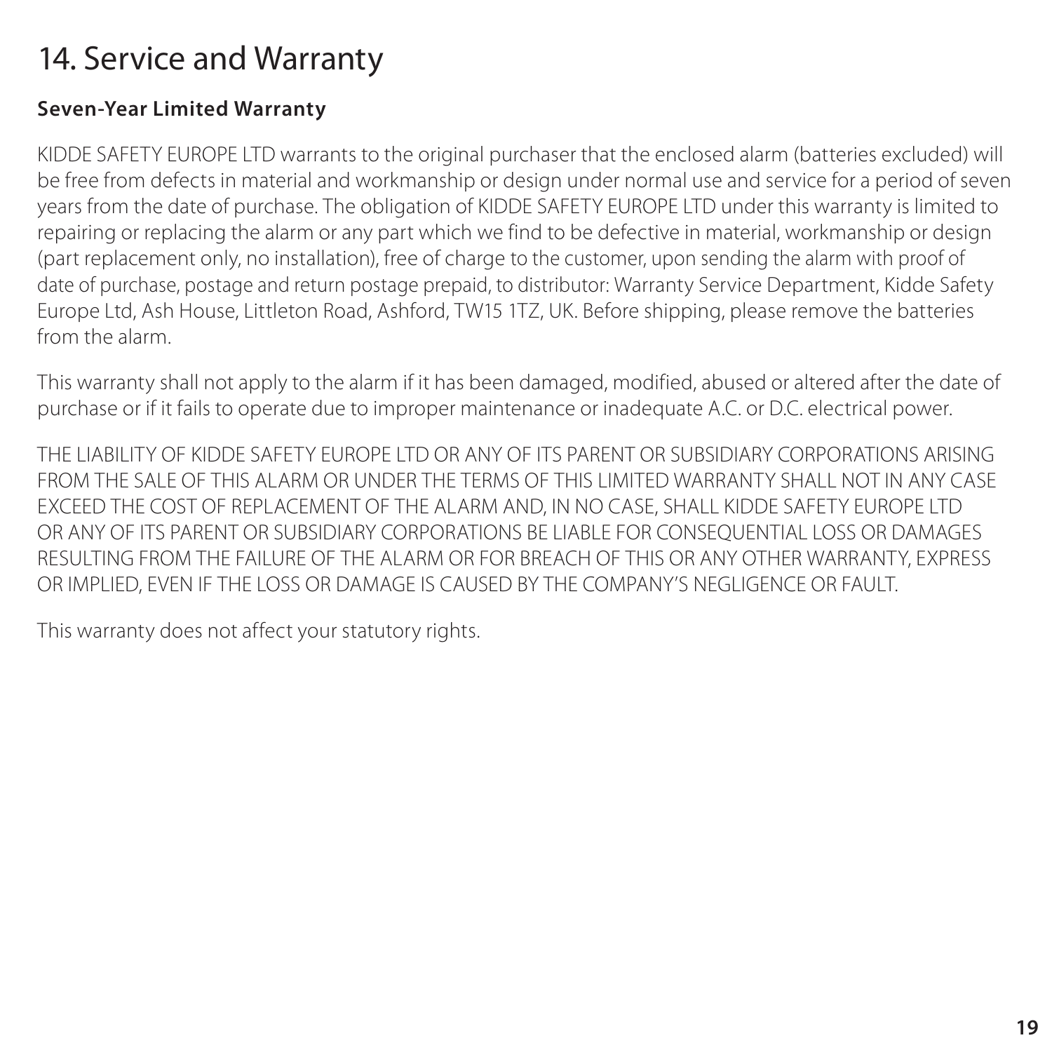# 14. Service and Warranty

**Seven-Year Limited Warranty**

KIDDE SAFETY EUROPE LTD warrants to the original purchaser that the enclosed alarm (batteries excluded) will be free from defects in material and workmanship or design under normal use and service for a period of seven years from the date of purchase. The obligation of KIDDE SAFETY EUROPE LTD under this warranty is limited to repairing or replacing the alarm or any part which we find to be defective in material, workmanship or design (part replacement only, no installation), free of charge to the customer, upon sending the alarm with proof of date of purchase, postage and return postage prepaid, to distributor: Warranty Service Department, Kidde Safety Europe Ltd, Ash House, Littleton Road, Ashford, TW15 1TZ, UK. Before shipping, please remove the batteries from the alarm.

This warranty shall not apply to the alarm if it has been damaged, modified, abused or altered after the date of purchase or if it fails to operate due to improper maintenance or inadequate A.C. or D.C. electrical power.

THE LIABILITY OF KIDDE SAFETY EUROPE LTD OR ANY OF ITS PARENT OR SUBSIDIARY CORPORATIONS ARISING FROM THE SALE OF THIS ALARM OR UNDER THE TERMS OF THIS LIMITED WARRANTY SHALL NOT IN ANY CASE EXCEED THE COST OF REPLACEMENT OF THE ALARM AND, IN NO CASE, SHALL KIDDE SAFETY EUROPE LTD OR ANY OF ITS PARENT OR SUBSIDIARY CORPORATIONS BE LIABLE FOR CONSEQUENTIAL LOSS OR DAMAGES RESULTING FROM THE FAILURE OF THE ALARM OR FOR BREACH OF THIS OR ANY OTHER WARRANTY, EXPRESS OR IMPLIED, EVEN IF THE LOSS OR DAMAGE IS CAUSED BY THE COMPANY'S NEGLIGENCE OR FAULT.

This warranty does not affect your statutory rights.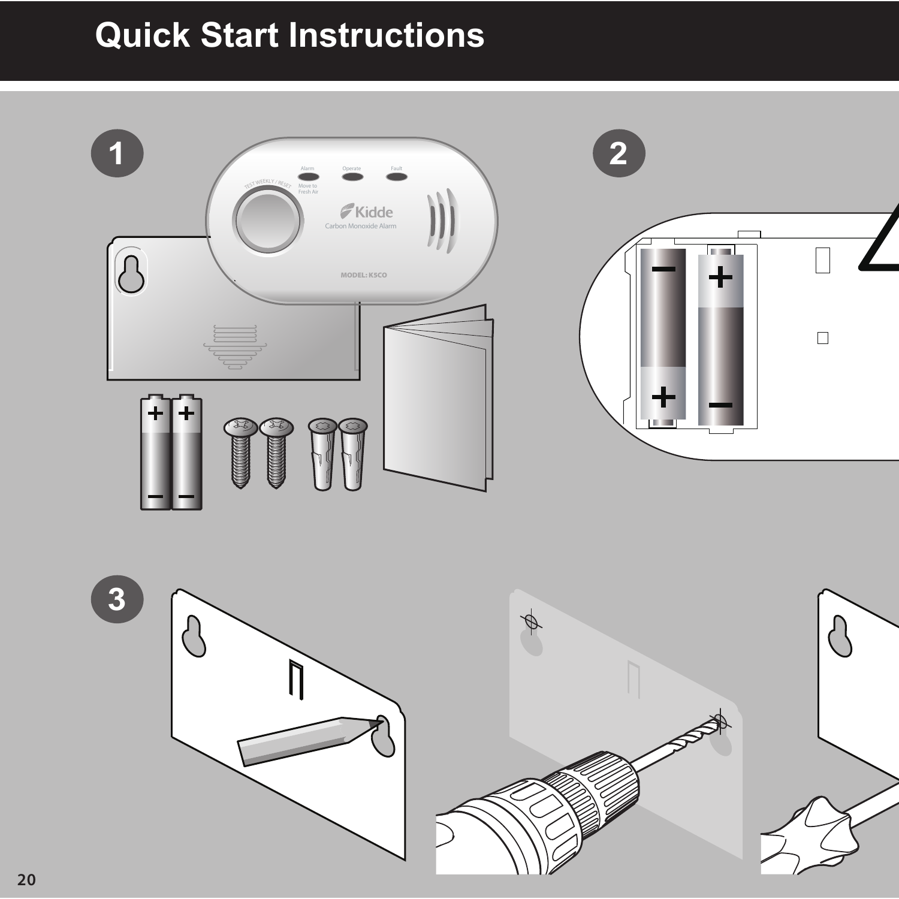# Quick Start Instructions

1

2

3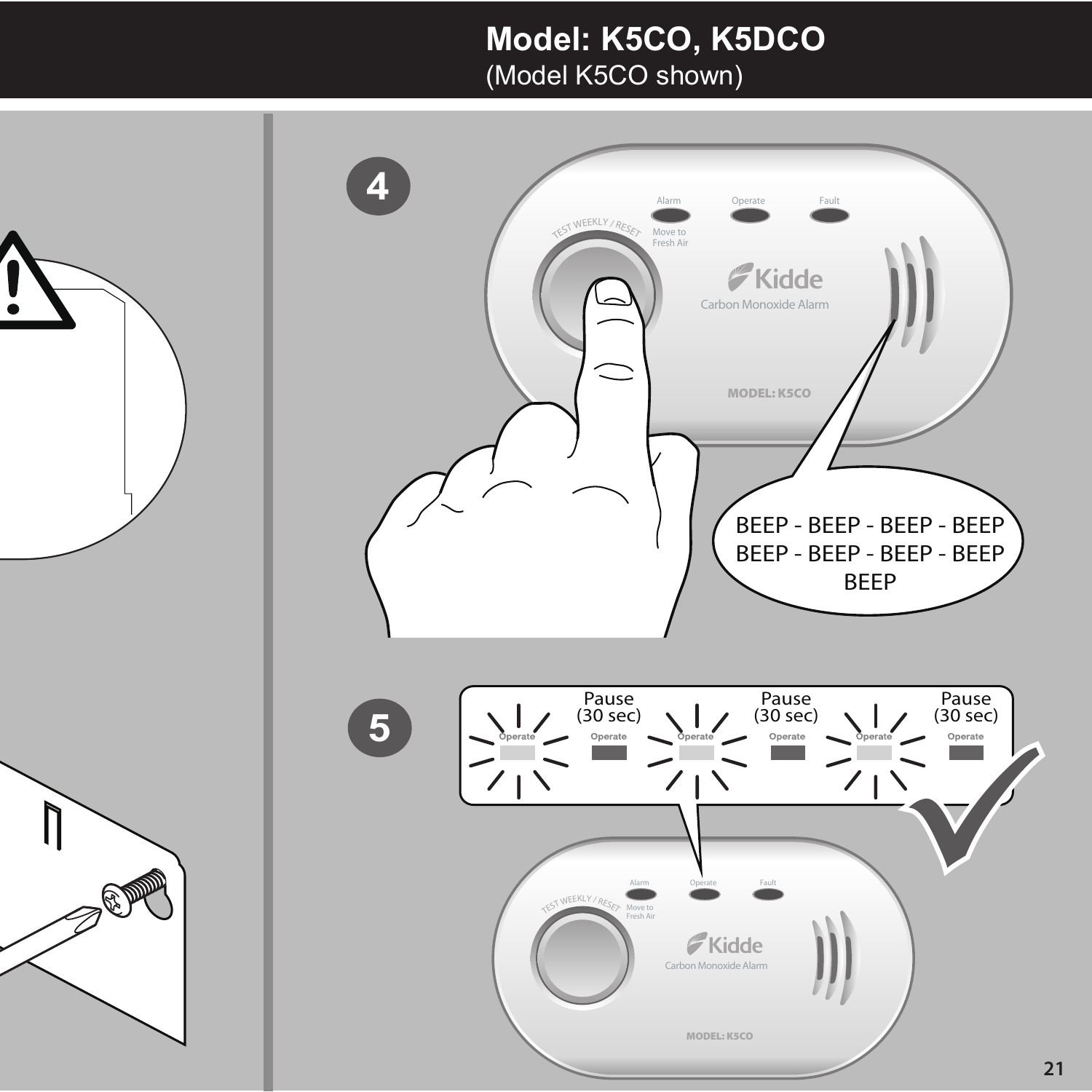# Model: K5CO, K5DCO

(Model K5CO shown)

**4**

TEST WEEKLY / RESET

Alarm — Move to Fresh Air

Operate

Fault

Kidde

Carbon Monoxide Alarm

MODEL: K5CO

BEEP - BEEP - BEEP - BEEP
BEEP - BEEP - BEEP - BEEP
BEEP

**5**

Operate — Pause (30 sec) — Operate — Pause (30 sec) — Operate — Pause (30 sec)

TEST WEEKLY / RESET

Alarm — Move to Fresh Air

Operate

Fault

Kidde

Carbon Monoxide Alarm

MODEL: K5CO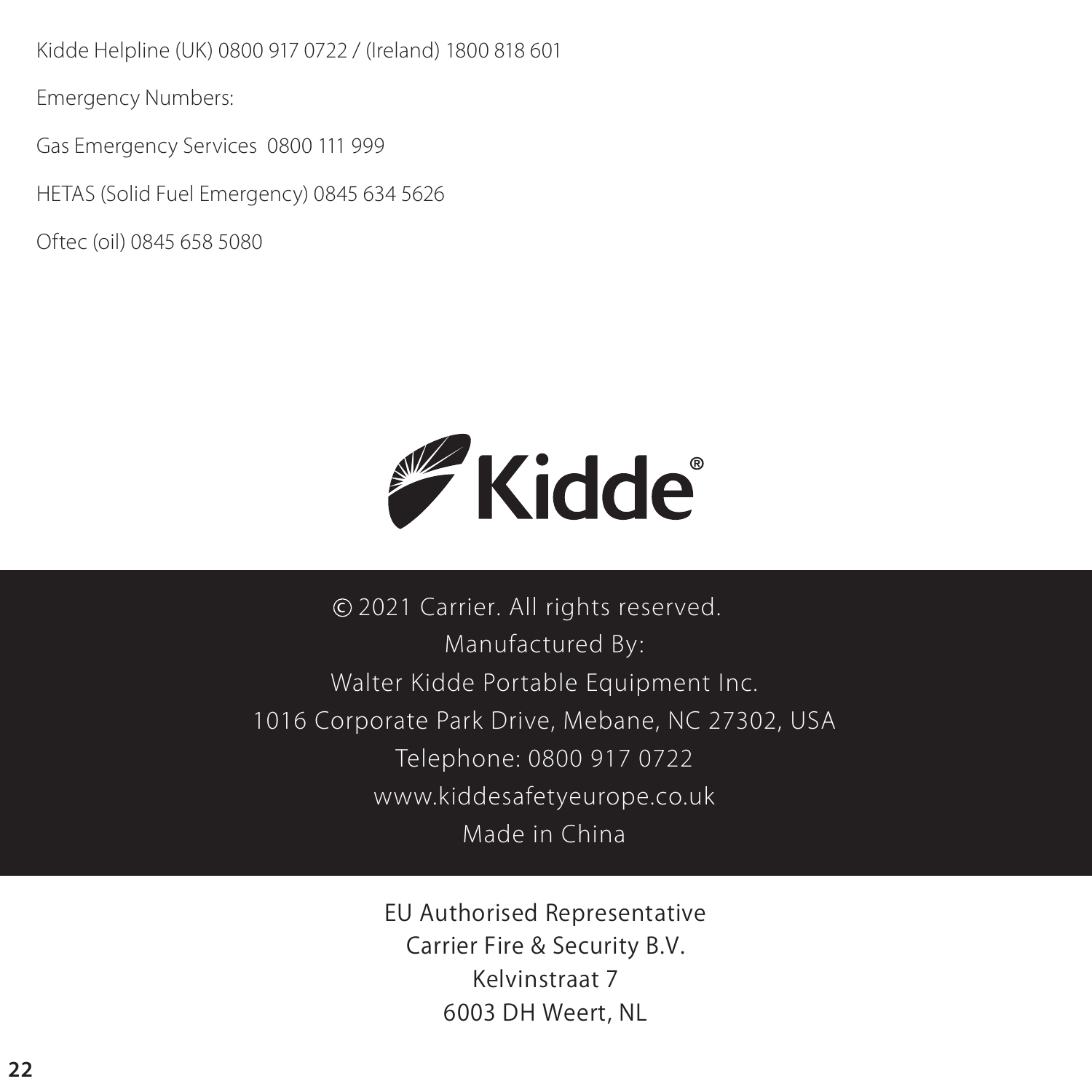Kidde Helpline (UK) 0800 917 0722 / (Ireland) 1800 818 601

Emergency Numbers:

Gas Emergency Services 0800 111 999

HETAS (Solid Fuel Emergency) 0845 634 5626

Oftec (oil) 0845 658 5080

Kidde®

© 2021 Carrier. All rights reserved.
Manufactured By:
Walter Kidde Portable Equipment Inc.
1016 Corporate Park Drive, Mebane, NC 27302, USA
Telephone: 0800 917 0722
www.kiddesafetyeurope.co.uk
Made in China

EU Authorised Representative
Carrier Fire & Security B.V.
Kelvinstraat 7
6003 DH Weert, NL